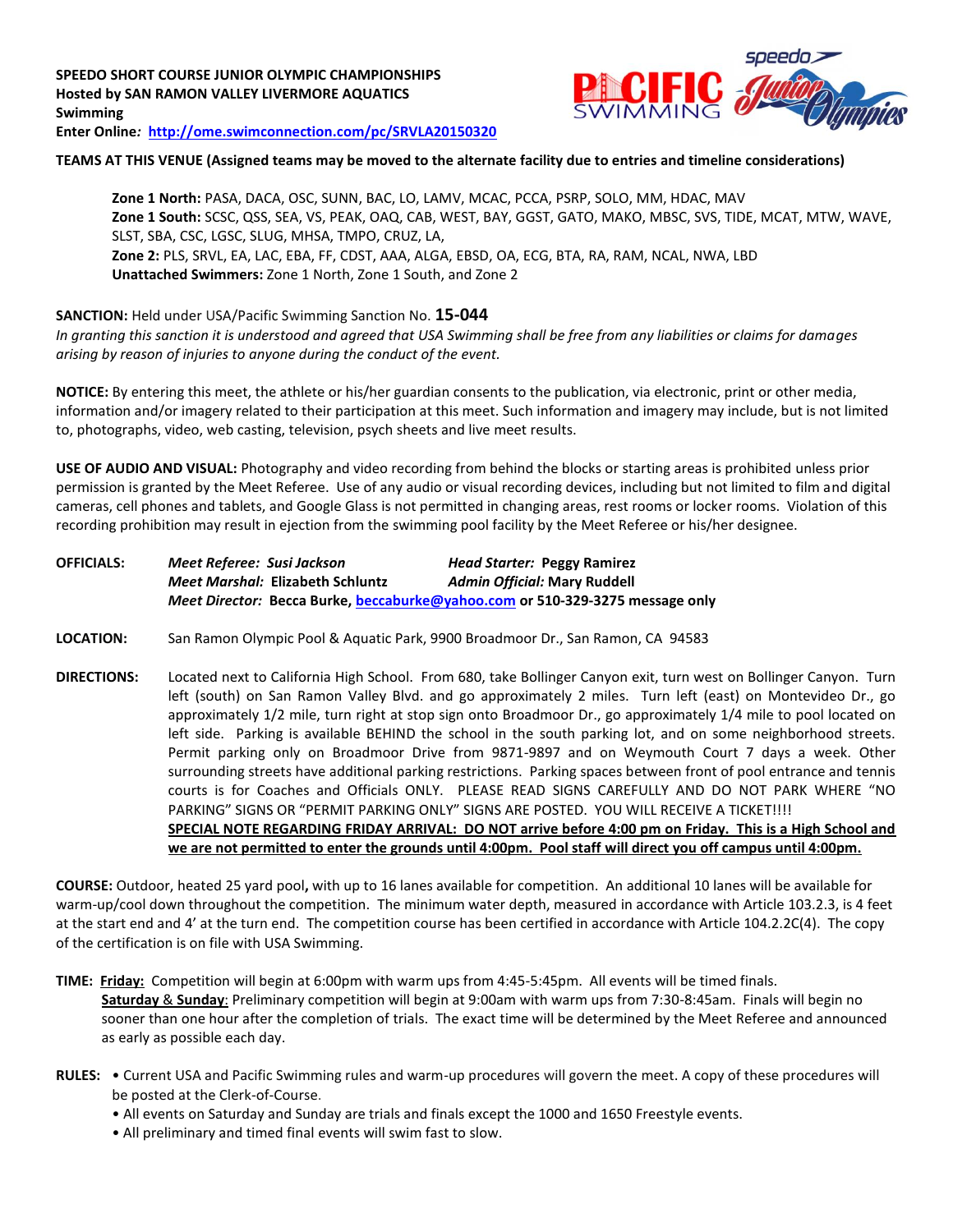**SPEEDO SHORT COURSE JUNIOR OLYMPIC CHAMPIONSHIPS**
**Hosted by SAN RAMON VALLEY LIVERMORE AQUATICS**
**Swimming**
**Enter Online***:* **http://ome.swimconnection.com/pc/SRVLA20150320**

**TEAMS AT THIS VENUE (Assigned teams may be moved to the alternate facility due to entries and timeline considerations)**

**Zone 1 North:** PASA, DACA, OSC, SUNN, BAC, LO, LAMV, MCAC, PCCA, PSRP, SOLO, MM, HDAC, MAV
**Zone 1 South:** SCSC, QSS, SEA, VS, PEAK, OAQ, CAB, WEST, BAY, GGST, GATO, MAKO, MBSC, SVS, TIDE, MCAT, MTW, WAVE, SLST, SBA, CSC, LGSC, SLUG, MHSA, TMPO, CRUZ, LA,
**Zone 2:** PLS, SRVL, EA, LAC, EBA, FF, CDST, AAA, ALGA, EBSD, OA, ECG, BTA, RA, RAM, NCAL, NWA, LBD
**Unattached Swimmers:** Zone 1 North, Zone 1 South, and Zone 2

**SANCTION:** Held under USA/Pacific Swimming Sanction No. **15-044**
*In granting this sanction it is understood and agreed that USA Swimming shall be free from any liabilities or claims for damages arising by reason of injuries to anyone during the conduct of the event.*

**NOTICE:** By entering this meet, the athlete or his/her guardian consents to the publication, via electronic, print or other media, information and/or imagery related to their participation at this meet. Such information and imagery may include, but is not limited to, photographs, video, web casting, television, psych sheets and live meet results.

**USE OF AUDIO AND VISUAL:** Photography and video recording from behind the blocks or starting areas is prohibited unless prior permission is granted by the Meet Referee. Use of any audio or visual recording devices, including but not limited to film and digital cameras, cell phones and tablets, and Google Glass is not permitted in changing areas, rest rooms or locker rooms. Violation of this recording prohibition may result in ejection from the swimming pool facility by the Meet Referee or his/her designee.

**OFFICIALS:**
*Meet Referee: Susi Jackson* — *Head Starter:* **Peggy Ramirez**
*Meet Marshal:* **Elizabeth Schluntz** — *Admin Official:* **Mary Ruddell**
*Meet Director:* **Becca Burke, beccaburke@yahoo.com or 510-329-3275 message only**

**LOCATION:** San Ramon Olympic Pool & Aquatic Park, 9900 Broadmoor Dr., San Ramon, CA 94583

**DIRECTIONS:** Located next to California High School. From 680, take Bollinger Canyon exit, turn west on Bollinger Canyon. Turn left (south) on San Ramon Valley Blvd. and go approximately 2 miles. Turn left (east) on Montevideo Dr., go approximately 1/2 mile, turn right at stop sign onto Broadmoor Dr., go approximately 1/4 mile to pool located on left side. Parking is available BEHIND the school in the south parking lot, and on some neighborhood streets. Permit parking only on Broadmoor Drive from 9871-9897 and on Weymouth Court 7 days a week. Other surrounding streets have additional parking restrictions. Parking spaces between front of pool entrance and tennis courts is for Coaches and Officials ONLY. PLEASE READ SIGNS CAREFULLY AND DO NOT PARK WHERE "NO PARKING" SIGNS OR "PERMIT PARKING ONLY" SIGNS ARE POSTED. YOU WILL RECEIVE A TICKET!!!!
**SPECIAL NOTE REGARDING FRIDAY ARRIVAL: DO NOT arrive before 4:00 pm on Friday. This is a High School and we are not permitted to enter the grounds until 4:00pm. Pool staff will direct you off campus until 4:00pm.**

**COURSE:** Outdoor, heated 25 yard pool**,** with up to 16 lanes available for competition. An additional 10 lanes will be available for warm-up/cool down throughout the competition. The minimum water depth, measured in accordance with Article 103.2.3, is 4 feet at the start end and 4' at the turn end. The competition course has been certified in accordance with Article 104.2.2C(4). The copy of the certification is on file with USA Swimming.

**TIME:** **Friday:** Competition will begin at 6:00pm with warm ups from 4:45-5:45pm. All events will be timed finals.
**Saturday & Sunday**: Preliminary competition will begin at 9:00am with warm ups from 7:30-8:45am. Finals will begin no sooner than one hour after the completion of trials. The exact time will be determined by the Meet Referee and announced as early as possible each day.

**RULES:**
- Current USA and Pacific Swimming rules and warm-up procedures will govern the meet. A copy of these procedures will be posted at the Clerk-of-Course.
- All events on Saturday and Sunday are trials and finals except the 1000 and 1650 Freestyle events.
- All preliminary and timed final events will swim fast to slow.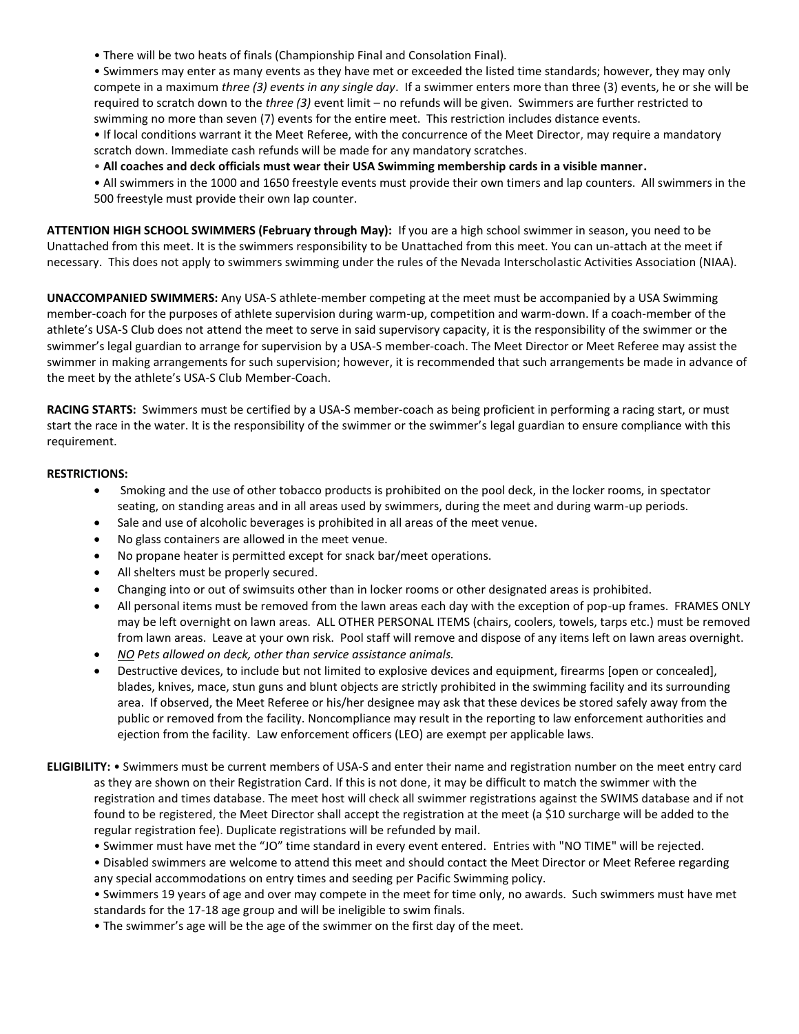- There will be two heats of finals (Championship Final and Consolation Final).
- Swimmers may enter as many events as they have met or exceeded the listed time standards; however, they may only compete in a maximum *three (3) events in any single day*. If a swimmer enters more than three (3) events, he or she will be required to scratch down to the *three (3)* event limit – no refunds will be given. Swimmers are further restricted to swimming no more than seven (7) events for the entire meet. This restriction includes distance events.
- If local conditions warrant it the Meet Referee, with the concurrence of the Meet Director, may require a mandatory scratch down. Immediate cash refunds will be made for any mandatory scratches.
- **All coaches and deck officials must wear their USA Swimming membership cards in a visible manner.**
- All swimmers in the 1000 and 1650 freestyle events must provide their own timers and lap counters. All swimmers in the 500 freestyle must provide their own lap counter.

**ATTENTION HIGH SCHOOL SWIMMERS (February through May):** If you are a high school swimmer in season, you need to be Unattached from this meet. It is the swimmers responsibility to be Unattached from this meet. You can un-attach at the meet if necessary. This does not apply to swimmers swimming under the rules of the Nevada Interscholastic Activities Association (NIAA).

**UNACCOMPANIED SWIMMERS:** Any USA-S athlete-member competing at the meet must be accompanied by a USA Swimming member-coach for the purposes of athlete supervision during warm-up, competition and warm-down. If a coach-member of the athlete's USA-S Club does not attend the meet to serve in said supervisory capacity, it is the responsibility of the swimmer or the swimmer's legal guardian to arrange for supervision by a USA-S member-coach. The Meet Director or Meet Referee may assist the swimmer in making arrangements for such supervision; however, it is recommended that such arrangements be made in advance of the meet by the athlete's USA-S Club Member-Coach.

**RACING STARTS:** Swimmers must be certified by a USA-S member-coach as being proficient in performing a racing start, or must start the race in the water. It is the responsibility of the swimmer or the swimmer's legal guardian to ensure compliance with this requirement.

**RESTRICTIONS:**

- Smoking and the use of other tobacco products is prohibited on the pool deck, in the locker rooms, in spectator seating, on standing areas and in all areas used by swimmers, during the meet and during warm-up periods.
- Sale and use of alcoholic beverages is prohibited in all areas of the meet venue.
- No glass containers are allowed in the meet venue.
- No propane heater is permitted except for snack bar/meet operations.
- All shelters must be properly secured.
- Changing into or out of swimsuits other than in locker rooms or other designated areas is prohibited.
- All personal items must be removed from the lawn areas each day with the exception of pop-up frames. FRAMES ONLY may be left overnight on lawn areas. ALL OTHER PERSONAL ITEMS (chairs, coolers, towels, tarps etc.) must be removed from lawn areas. Leave at your own risk. Pool staff will remove and dispose of any items left on lawn areas overnight.
- *NO Pets allowed on deck, other than service assistance animals.*
- Destructive devices, to include but not limited to explosive devices and equipment, firearms [open or concealed], blades, knives, mace, stun guns and blunt objects are strictly prohibited in the swimming facility and its surrounding area. If observed, the Meet Referee or his/her designee may ask that these devices be stored safely away from the public or removed from the facility. Noncompliance may result in the reporting to law enforcement authorities and ejection from the facility. Law enforcement officers (LEO) are exempt per applicable laws.

**ELIGIBILITY:**

- Swimmers must be current members of USA-S and enter their name and registration number on the meet entry card as they are shown on their Registration Card. If this is not done, it may be difficult to match the swimmer with the registration and times database. The meet host will check all swimmer registrations against the SWIMS database and if not found to be registered, the Meet Director shall accept the registration at the meet (a $10 surcharge will be added to the regular registration fee). Duplicate registrations will be refunded by mail.
- Swimmer must have met the "JO" time standard in every event entered. Entries with "NO TIME" will be rejected.
- Disabled swimmers are welcome to attend this meet and should contact the Meet Director or Meet Referee regarding any special accommodations on entry times and seeding per Pacific Swimming policy.
- Swimmers 19 years of age and over may compete in the meet for time only, no awards. Such swimmers must have met standards for the 17-18 age group and will be ineligible to swim finals.
- The swimmer's age will be the age of the swimmer on the first day of the meet.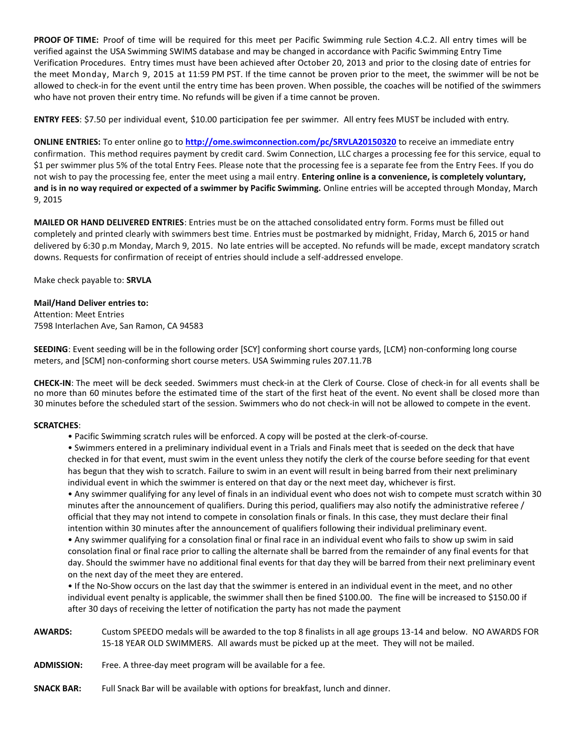**PROOF OF TIME:** Proof of time will be required for this meet per Pacific Swimming rule Section 4.C.2. All entry times will be verified against the USA Swimming SWIMS database and may be changed in accordance with Pacific Swimming Entry Time Verification Procedures. Entry times must have been achieved after October 20, 2013 and prior to the closing date of entries for the meet Monday, March 9, 2015 at 11:59 PM PST. If the time cannot be proven prior to the meet, the swimmer will be not be allowed to check-in for the event until the entry time has been proven. When possible, the coaches will be notified of the swimmers who have not proven their entry time. No refunds will be given if a time cannot be proven.

**ENTRY FEES**: $7.50 per individual event, $10.00 participation fee per swimmer. All entry fees MUST be included with entry.

**ONLINE ENTRIES:** To enter online go to **http://ome.swimconnection.com/pc/SRVLA20150320** to receive an immediate entry confirmation. This method requires payment by credit card. Swim Connection, LLC charges a processing fee for this service, equal to $1 per swimmer plus 5% of the total Entry Fees. Please note that the processing fee is a separate fee from the Entry Fees. If you do not wish to pay the processing fee, enter the meet using a mail entry. **Entering online is a convenience, is completely voluntary, and is in no way required or expected of a swimmer by Pacific Swimming.** Online entries will be accepted through Monday, March 9, 2015

**MAILED OR HAND DELIVERED ENTRIES**: Entries must be on the attached consolidated entry form. Forms must be filled out completely and printed clearly with swimmers best time. Entries must be postmarked by midnight, Friday, March 6, 2015 or hand delivered by 6:30 p.m Monday, March 9, 2015. No late entries will be accepted. No refunds will be made, except mandatory scratch downs. Requests for confirmation of receipt of entries should include a self-addressed envelope.

Make check payable to: **SRVLA**

**Mail/Hand Deliver entries to:**
Attention: Meet Entries
7598 Interlachen Ave, San Ramon, CA 94583

**SEEDING**: Event seeding will be in the following order [SCY] conforming short course yards, [LCM} non-conforming long course meters, and [SCM] non-conforming short course meters. USA Swimming rules 207.11.7B

**CHECK-IN**: The meet will be deck seeded. Swimmers must check-in at the Clerk of Course. Close of check-in for all events shall be no more than 60 minutes before the estimated time of the start of the first heat of the event. No event shall be closed more than 30 minutes before the scheduled start of the session. Swimmers who do not check-in will not be allowed to compete in the event.

**SCRATCHES**:

- Pacific Swimming scratch rules will be enforced. A copy will be posted at the clerk-of-course.
- Swimmers entered in a preliminary individual event in a Trials and Finals meet that is seeded on the deck that have checked in for that event, must swim in the event unless they notify the clerk of the course before seeding for that event has begun that they wish to scratch. Failure to swim in an event will result in being barred from their next preliminary individual event in which the swimmer is entered on that day or the next meet day, whichever is first.
- Any swimmer qualifying for any level of finals in an individual event who does not wish to compete must scratch within 30 minutes after the announcement of qualifiers. During this period, qualifiers may also notify the administrative referee / official that they may not intend to compete in consolation finals or finals. In this case, they must declare their final intention within 30 minutes after the announcement of qualifiers following their individual preliminary event.
- Any swimmer qualifying for a consolation final or final race in an individual event who fails to show up swim in said consolation final or final race prior to calling the alternate shall be barred from the remainder of any final events for that day. Should the swimmer have no additional final events for that day they will be barred from their next preliminary event on the next day of the meet they are entered.
- If the No-Show occurs on the last day that the swimmer is entered in an individual event in the meet, and no other individual event penalty is applicable, the swimmer shall then be fined $100.00. The fine will be increased to $150.00 if after 30 days of receiving the letter of notification the party has not made the payment

**AWARDS:** Custom SPEEDO medals will be awarded to the top 8 finalists in all age groups 13-14 and below. NO AWARDS FOR 15-18 YEAR OLD SWIMMERS. All awards must be picked up at the meet. They will not be mailed.

**ADMISSION:** Free. A three-day meet program will be available for a fee.

**SNACK BAR:** Full Snack Bar will be available with options for breakfast, lunch and dinner.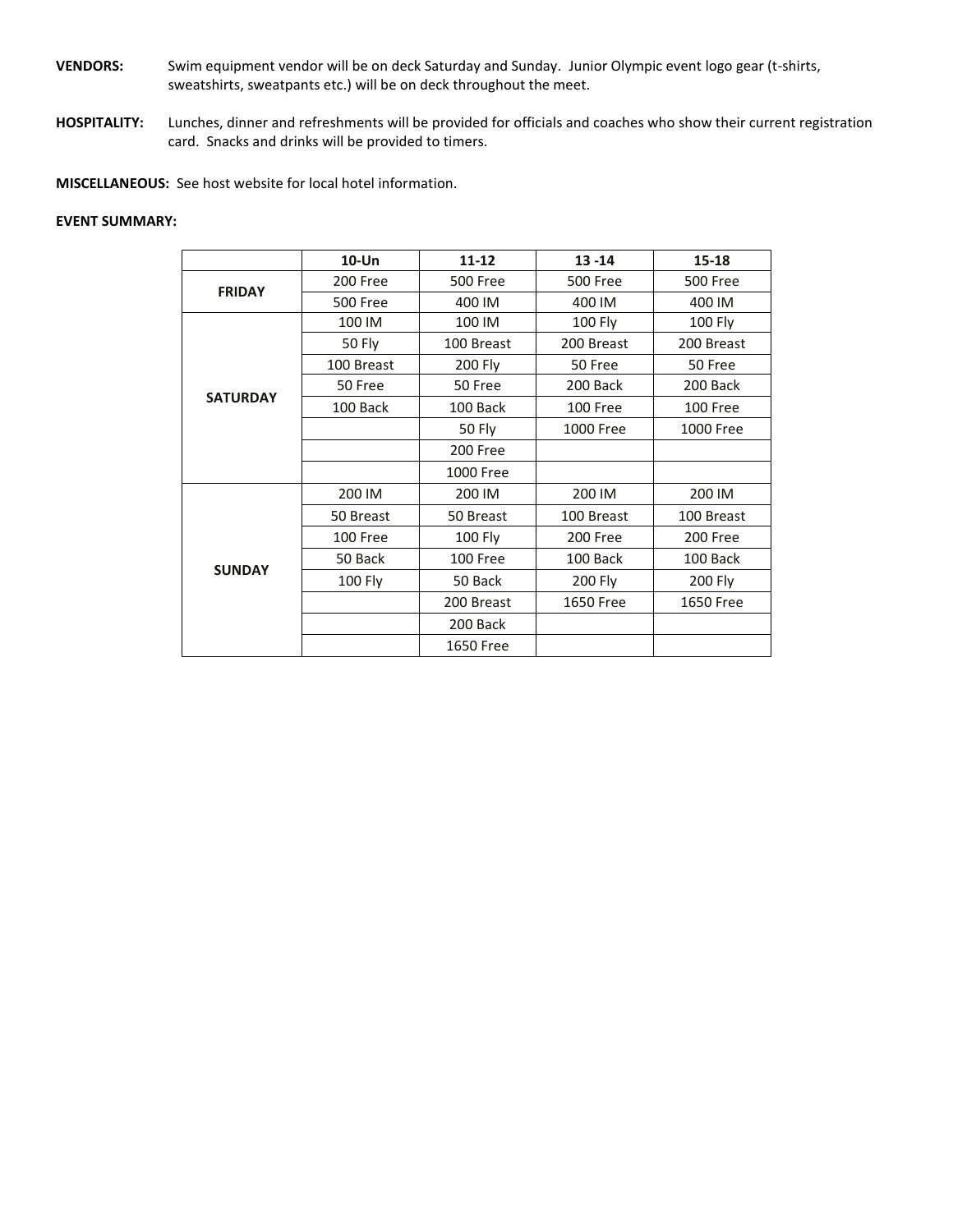**VENDORS:** Swim equipment vendor will be on deck Saturday and Sunday. Junior Olympic event logo gear (t-shirts, sweatshirts, sweatpants etc.) will be on deck throughout the meet.

**HOSPITALITY:** Lunches, dinner and refreshments will be provided for officials and coaches who show their current registration card. Snacks and drinks will be provided to timers.

**MISCELLANEOUS:** See host website for local hotel information.

**EVENT SUMMARY:**

| | **10-Un** | **11-12** | **13 -14** | **15-18** |
|---|---|---|---|---|
| **FRIDAY** | 200 Free | 500 Free | 500 Free | 500 Free |
| | 500 Free | 400 IM | 400 IM | 400 IM |
| **SATURDAY** | 100 IM | 100 IM | 100 Fly | 100 Fly |
| | 50 Fly | 100 Breast | 200 Breast | 200 Breast |
| | 100 Breast | 200 Fly | 50 Free | 50 Free |
| | 50 Free | 50 Free | 200 Back | 200 Back |
| | 100 Back | 100 Back | 100 Free | 100 Free |
| | | 50 Fly | 1000 Free | 1000 Free |
| | | 200 Free | | |
| | | 1000 Free | | |
| **SUNDAY** | 200 IM | 200 IM | 200 IM | 200 IM |
| | 50 Breast | 50 Breast | 100 Breast | 100 Breast |
| | 100 Free | 100 Fly | 200 Free | 200 Free |
| | 50 Back | 100 Free | 100 Back | 100 Back |
| | 100 Fly | 50 Back | 200 Fly | 200 Fly |
| | | 200 Breast | 1650 Free | 1650 Free |
| | | 200 Back | | |
| | | 1650 Free | | |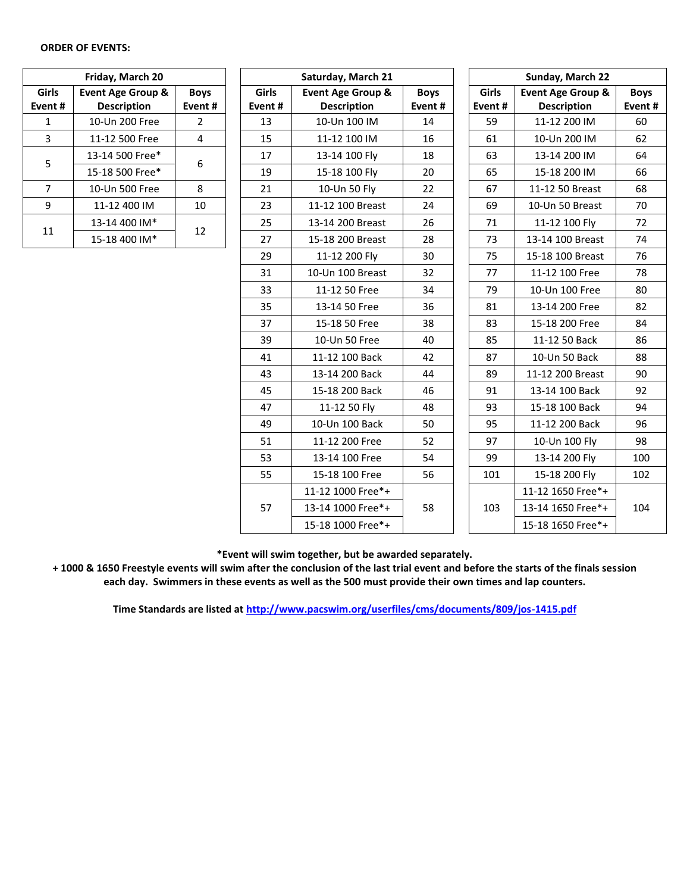**ORDER OF EVENTS:**

| Friday, March 20 | | |
|---|---|---|
| **Girls Event #** | **Event Age Group & Description** | **Boys Event #** |
| 1 | 10-Un 200 Free | 2 |
| 3 | 11-12 500 Free | 4 |
| 5 | 13-14 500 Free* | 6 |
| | 15-18 500 Free* | |
| 7 | 10-Un 500 Free | 8 |
| 9 | 11-12 400 IM | 10 |
| 11 | 13-14 400 IM* | 12 |
| | 15-18 400 IM* | |

| Saturday, March 21 | | |
|---|---|---|
| **Girls Event #** | **Event Age Group & Description** | **Boys Event #** |
| 13 | 10-Un 100 IM | 14 |
| 15 | 11-12 100 IM | 16 |
| 17 | 13-14 100 Fly | 18 |
| 19 | 15-18 100 Fly | 20 |
| 21 | 10-Un 50 Fly | 22 |
| 23 | 11-12 100 Breast | 24 |
| 25 | 13-14 200 Breast | 26 |
| 27 | 15-18 200 Breast | 28 |
| 29 | 11-12 200 Fly | 30 |
| 31 | 10-Un 100 Breast | 32 |
| 33 | 11-12 50 Free | 34 |
| 35 | 13-14 50 Free | 36 |
| 37 | 15-18 50 Free | 38 |
| 39 | 10-Un 50 Free | 40 |
| 41 | 11-12 100 Back | 42 |
| 43 | 13-14 200 Back | 44 |
| 45 | 15-18 200 Back | 46 |
| 47 | 11-12 50 Fly | 48 |
| 49 | 10-Un 100 Back | 50 |
| 51 | 11-12 200 Free | 52 |
| 53 | 13-14 100 Free | 54 |
| 55 | 15-18 100 Free | 56 |
| 57 | 11-12 1000 Free*+ | 58 |
| | 13-14 1000 Free*+ | |
| | 15-18 1000 Free*+ | |

| Sunday, March 22 | | |
|---|---|---|
| **Girls Event #** | **Event Age Group & Description** | **Boys Event #** |
| 59 | 11-12 200 IM | 60 |
| 61 | 10-Un 200 IM | 62 |
| 63 | 13-14 200 IM | 64 |
| 65 | 15-18 200 IM | 66 |
| 67 | 11-12 50 Breast | 68 |
| 69 | 10-Un 50 Breast | 70 |
| 71 | 11-12 100 Fly | 72 |
| 73 | 13-14 100 Breast | 74 |
| 75 | 15-18 100 Breast | 76 |
| 77 | 11-12 100 Free | 78 |
| 79 | 10-Un 100 Free | 80 |
| 81 | 13-14 200 Free | 82 |
| 83 | 15-18 200 Free | 84 |
| 85 | 11-12 50 Back | 86 |
| 87 | 10-Un 50 Back | 88 |
| 89 | 11-12 200 Breast | 90 |
| 91 | 13-14 100 Back | 92 |
| 93 | 15-18 100 Back | 94 |
| 95 | 11-12 200 Back | 96 |
| 97 | 10-Un 100 Fly | 98 |
| 99 | 13-14 200 Fly | 100 |
| 101 | 15-18 200 Fly | 102 |
| 103 | 11-12 1650 Free*+ | 104 |
| | 13-14 1650 Free*+ | |
| | 15-18 1650 Free*+ | |

**\*Event will swim together, but be awarded separately.**
**+ 1000 & 1650 Freestyle events will swim after the conclusion of the last trial event and before the starts of the finals session each day. Swimmers in these events as well as the 500 must provide their own times and lap counters.**

**Time Standards are listed at [http://www.pacswim.org/userfiles/cms/documents/809/jos-1415.pdf](http://www.pacswim.org/userfiles/cms/documents/809/jos-1415.pdf)**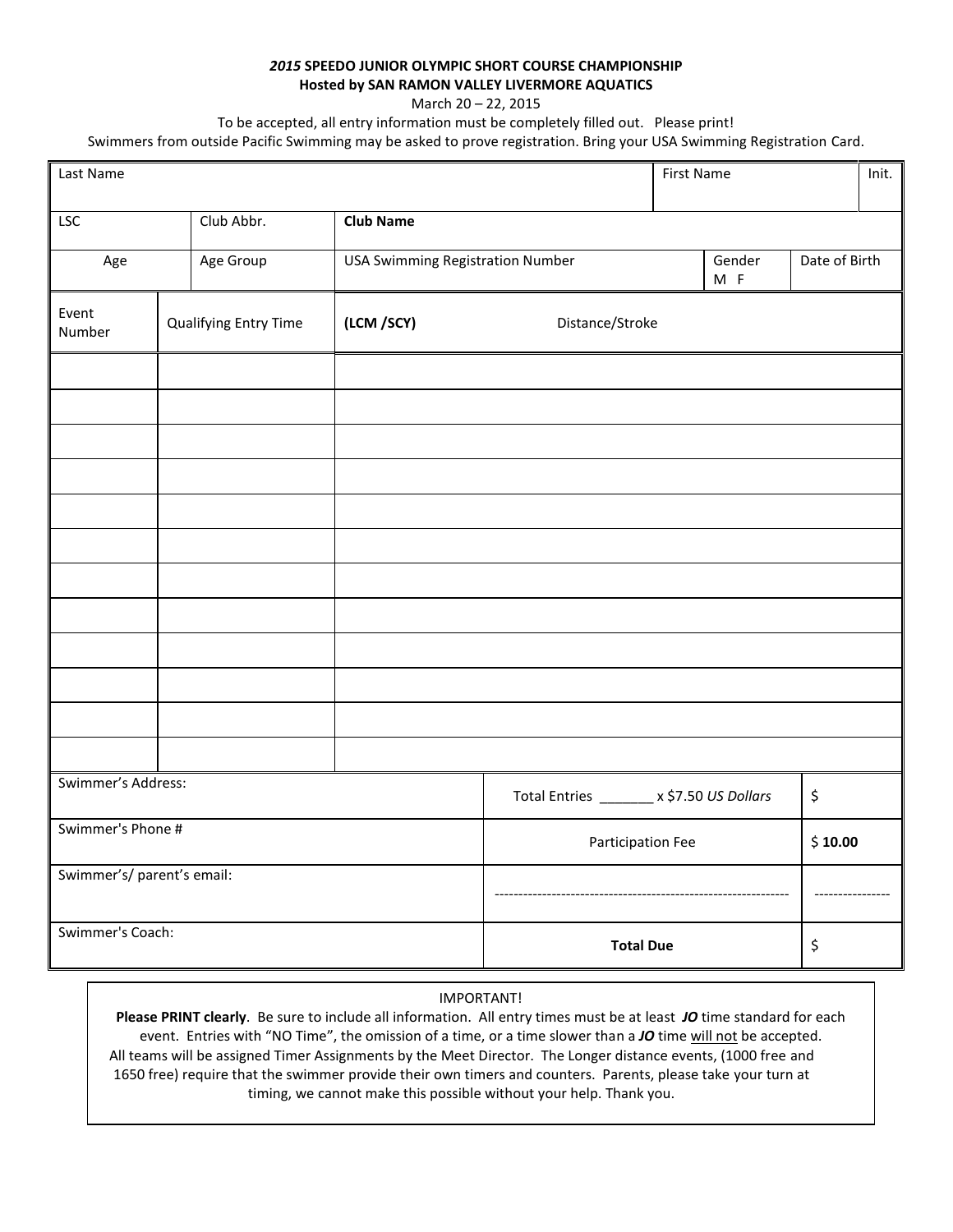***2015* SPEEDO JUNIOR OLYMPIC SHORT COURSE CHAMPIONSHIP**

**Hosted by SAN RAMON VALLEY LIVERMORE AQUATICS**

March 20 – 22, 2015

To be accepted, all entry information must be completely filled out. Please print!

Swimmers from outside Pacific Swimming may be asked to prove registration. Bring your USA Swimming Registration Card.

| Last Name | | | First Name | Init. |
|---|---|---|---|---|
| LSC | Club Abbr. | **Club Name** | | |
| Age | Age Group | USA Swimming Registration Number | Gender M F | Date of Birth |

| Event Number | Qualifying Entry Time | **(LCM /SCY)** Distance/Stroke |
|---|---|---|
| | | |
| | | |
| | | |
| | | |
| | | |
| | | |
| | | |
| | | |
| | | |
| | | |
| | | |
| | | |

| | | |
|---|---|---|
| Swimmer's Address: | Total Entries _______ x $7.50 *US Dollars* | $ |
| Swimmer's Phone # | Participation Fee | $ **10.00** |
| Swimmer's/ parent's email: | ------------------------------------------------------------- | ---------------- |
| Swimmer's Coach: | **Total Due** | $ |

IMPORTANT!

**Please PRINT clearly**. Be sure to include all information. All entry times must be at least ***JO*** time standard for each event. Entries with "NO Time", the omission of a time, or a time slower than a ***JO*** time will not be accepted. All teams will be assigned Timer Assignments by the Meet Director. The Longer distance events, (1000 free and 1650 free) require that the swimmer provide their own timers and counters. Parents, please take your turn at timing, we cannot make this possible without your help. Thank you.